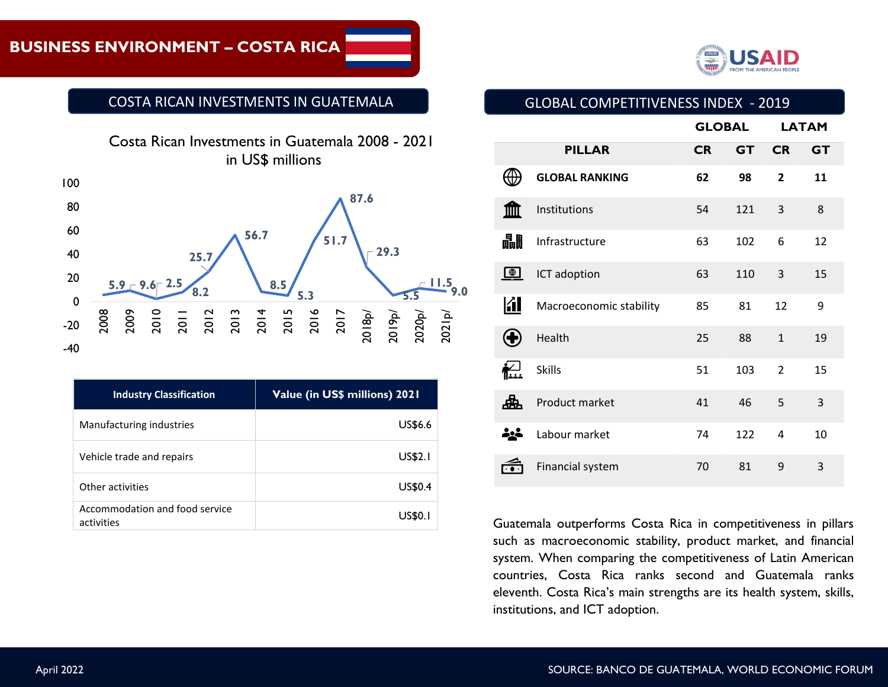# BUSINESS ENVIRONMENT – COSTA RICA

## COSTA RICAN INVESTMENTS IN GUATEMALA

Costa Rican Investments in Guatemala 2008 - 2021
in US$ millions

| Year | Value |
|---|---|
| 2008 | 5.9 |
| 2009 | 9.6 |
| 2010 | 2.5 |
| 2011 | 8.2 |
| 2012 | 25.7 |
| 2013 | 56.7 |
| 2014 | 8.5 |
| 2015 | 5.3 |
| 2016 | 51.7 |
| 2017 | 87.6 |
| 2018p/ | 29.3 |
| 2019p/ | 5.5 |
| 2020p/ | 11.5 |
| 2021p/ | 9.0 |

| Industry Classification | Value (in US$ millions) 2021 |
|---|---|
| Manufacturing industries | US$6.6 |
| Vehicle trade and repairs | US$2.1 |
| Other activities | US$0.4 |
| Accommodation and food service activities | US$0.1 |

## GLOBAL COMPETITIVENESS INDEX - 2019

| PILLAR | GLOBAL CR | GLOBAL GT | LATAM CR | LATAM GT |
|---|---|---|---|---|
| **GLOBAL RANKING** | **62** | **98** | **2** | **11** |
| Institutions | 54 | 121 | 3 | 8 |
| Infrastructure | 63 | 102 | 6 | 12 |
| ICT adoption | 63 | 110 | 3 | 15 |
| Macroeconomic stability | 85 | 81 | 12 | 9 |
| Health | 25 | 88 | 1 | 19 |
| Skills | 51 | 103 | 2 | 15 |
| Product market | 41 | 46 | 5 | 3 |
| Labour market | 74 | 122 | 4 | 10 |
| Financial system | 70 | 81 | 9 | 3 |

Guatemala outperforms Costa Rica in competitiveness in pillars such as macroeconomic stability, product market, and financial system. When comparing the competitiveness of Latin American countries, Costa Rica ranks second and Guatemala ranks eleventh. Costa Rica's main strengths are its health system, skills, institutions, and ICT adoption.

April 2022

SOURCE: BANCO DE GUATEMALA, WORLD ECONOMIC FORUM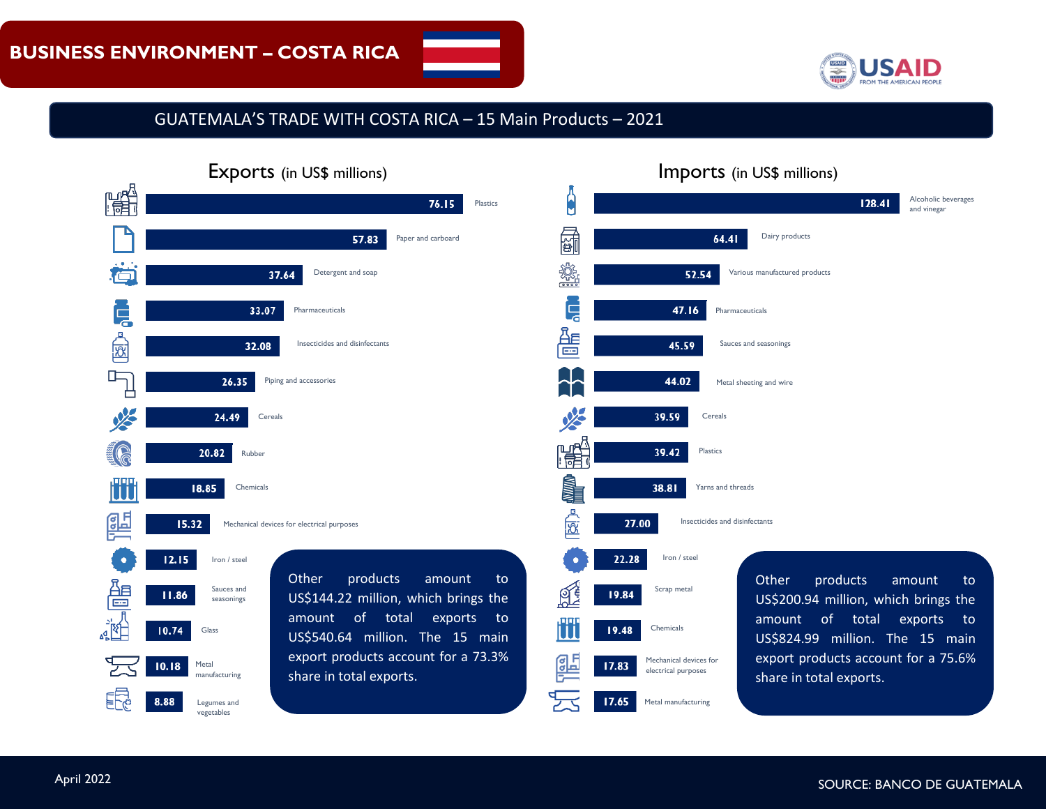# BUSINESS ENVIRONMENT – COSTA RICA

## GUATEMALA'S TRADE WITH COSTA RICA – 15 Main Products – 2021

### Exports (in US$ millions)

| Product | Value |
|---|---|
| Plastics | 76.15 |
| Paper and carboard | 57.83 |
| Detergent and soap | 37.64 |
| Pharmaceuticals | 33.07 |
| Insecticides and disinfectants | 32.08 |
| Piping and accessories | 26.35 |
| Cereals | 24.49 |
| Rubber | 20.82 |
| Chemicals | 18.85 |
| Mechanical devices for electrical purposes | 15.32 |
| Iron / steel | 12.15 |
| Sauces and seasonings | 11.86 |
| Glass | 10.74 |
| Metal manufacturing | 10.18 |
| Legumes and vegetables | 8.88 |

Other products amount to US$144.22 million, which brings the amount of total exports to US$540.64 million. The 15 main export products account for a 73.3% share in total exports.

### Imports (in US$ millions)

| Product | Value |
|---|---|
| Alcoholic beverages and vinegar | 128.41 |
| Dairy products | 64.41 |
| Various manufactured products | 52.54 |
| Pharmaceuticals | 47.16 |
| Sauces and seasonings | 45.59 |
| Metal sheeting and wire | 44.02 |
| Cereals | 39.59 |
| Plastics | 39.42 |
| Yarns and threads | 38.81 |
| Insecticides and disinfectants | 27.00 |
| Iron / steel | 22.28 |
| Scrap metal | 19.84 |
| Chemicals | 19.48 |
| Mechanical devices for electrical purposes | 17.83 |
| Metal manufacturing | 17.65 |

Other products amount to US$200.94 million, which brings the amount of total exports to US$824.99 million. The 15 main export products account for a 75.6% share in total exports.

April 2022

SOURCE: BANCO DE GUATEMALA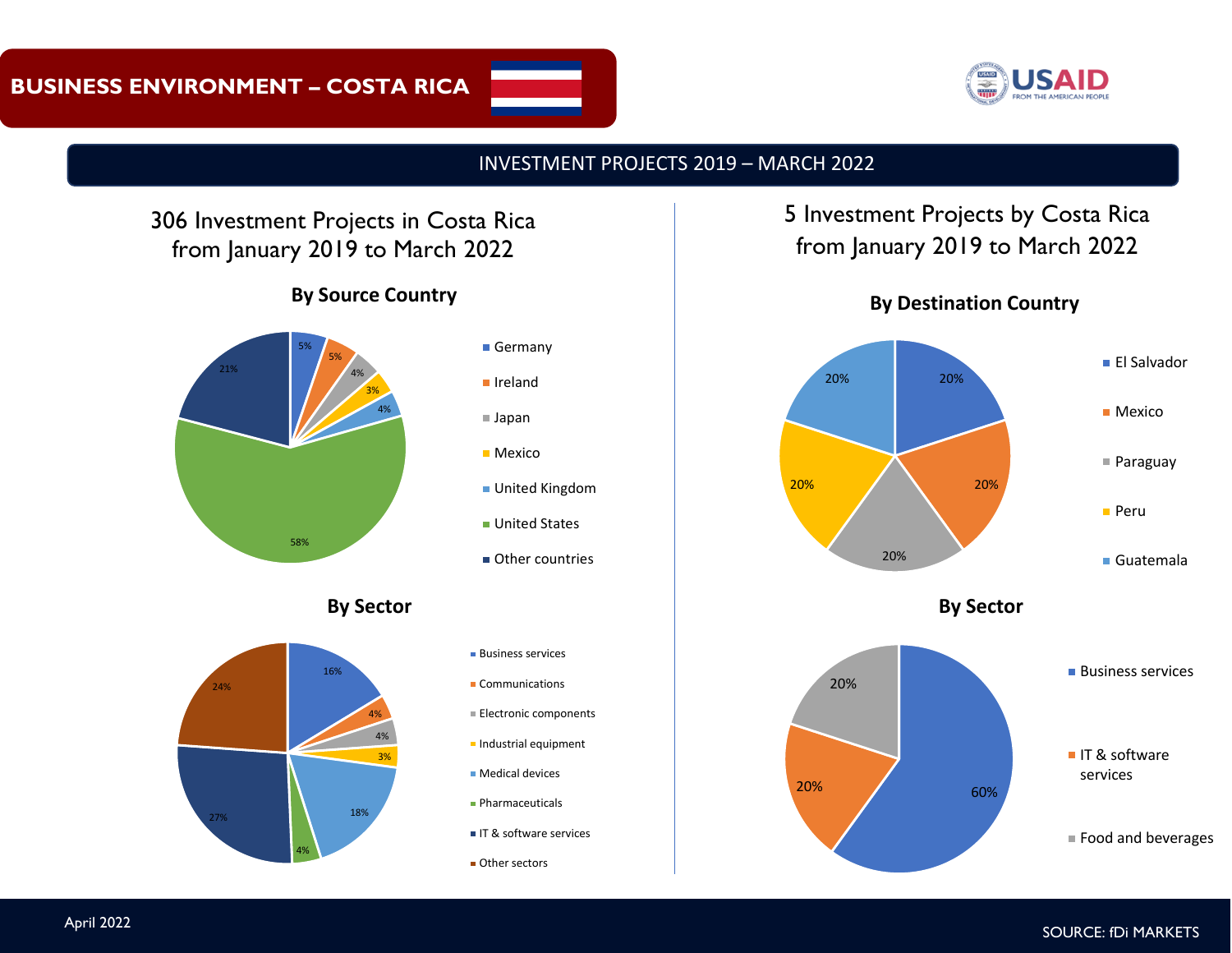# BUSINESS ENVIRONMENT – COSTA RICA

## INVESTMENT PROJECTS 2019 – MARCH 2022

### 306 Investment Projects in Costa Rica from January 2019 to March 2022

**By Source Country**

| Country | Share |
| --- | --- |
| Germany | 5% |
| Ireland | 5% |
| Japan | 4% |
| Mexico | 3% |
| United Kingdom | 4% |
| United States | 58% |
| Other countries | 21% |

**By Sector**

| Sector | Share |
| --- | --- |
| Business services | 16% |
| Communications | 4% |
| Electronic components | 4% |
| Industrial equipment | 3% |
| Medical devices | 18% |
| Pharmaceuticals | 4% |
| IT & software services | 27% |
| Other sectors | 24% |

### 5 Investment Projects by Costa Rica from January 2019 to March 2022

**By Destination Country**

| Country | Share |
| --- | --- |
| El Salvador | 20% |
| Mexico | 20% |
| Paraguay | 20% |
| Peru | 20% |
| Guatemala | 20% |

**By Sector**

| Sector | Share |
| --- | --- |
| Business services | 60% |
| IT & software services | 20% |
| Food and beverages | 20% |

April 2022

SOURCE: fDi MARKETS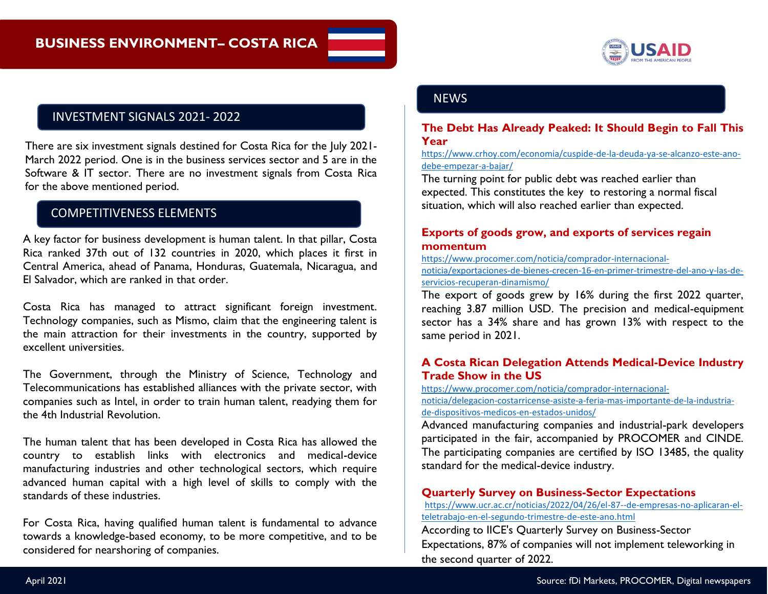# BUSINESS ENVIRONMENT– COSTA RICA

## INVESTMENT SIGNALS 2021- 2022

There are six investment signals destined for Costa Rica for the July 2021-March 2022 period. One is in the business services sector and 5 are in the Software & IT sector. There are no investment signals from Costa Rica for the above mentioned period.

## COMPETITIVENESS ELEMENTS

A key factor for business development is human talent. In that pillar, Costa Rica ranked 37th out of 132 countries in 2020, which places it first in Central America, ahead of Panama, Honduras, Guatemala, Nicaragua, and El Salvador, which are ranked in that order.

Costa Rica has managed to attract significant foreign investment. Technology companies, such as Mismo, claim that the engineering talent is the main attraction for their investments in the country, supported by excellent universities.

The Government, through the Ministry of Science, Technology and Telecommunications has established alliances with the private sector, with companies such as Intel, in order to train human talent, readying them for the 4th Industrial Revolution.

The human talent that has been developed in Costa Rica has allowed the country to establish links with electronics and medical-device manufacturing industries and other technological sectors, which require advanced human capital with a high level of skills to comply with the standards of these industries.

For Costa Rica, having qualified human talent is fundamental to advance towards a knowledge-based economy, to be more competitive, and to be considered for nearshoring of companies.

## NEWS

### The Debt Has Already Peaked: It Should Begin to Fall This Year

https://www.crhoy.com/economia/cuspide-de-la-deuda-ya-se-alcanzo-este-ano-debe-empezar-a-bajar/

The turning point for public debt was reached earlier than expected. This constitutes the key to restoring a normal fiscal situation, which will also reached earlier than expected.

### Exports of goods grow, and exports of services regain momentum

https://www.procomer.com/noticia/comprador-internacional-noticia/exportaciones-de-bienes-crecen-16-en-primer-trimestre-del-ano-y-las-de-servicios-recuperan-dinamismo/

The export of goods grew by 16% during the first 2022 quarter, reaching 3.87 million USD. The precision and medical-equipment sector has a 34% share and has grown 13% with respect to the same period in 2021.

### A Costa Rican Delegation Attends Medical-Device Industry Trade Show in the US

https://www.procomer.com/noticia/comprador-internacional-noticia/delegacion-costarricense-asiste-a-feria-mas-importante-de-la-industria-de-dispositivos-medicos-en-estados-unidos/

Advanced manufacturing companies and industrial-park developers participated in the fair, accompanied by PROCOMER and CINDE. The participating companies are certified by ISO 13485, the quality standard for the medical-device industry.

### Quarterly Survey on Business-Sector Expectations

https://www.ucr.ac.cr/noticias/2022/04/26/el-87--de-empresas-no-aplicaran-el-teletrabajo-en-el-segundo-trimestre-de-este-ano.html

According to IICE's Quarterly Survey on Business-Sector Expectations, 87% of companies will not implement teleworking in the second quarter of 2022.

April 2021

Source: fDi Markets, PROCOMER, Digital newspapers